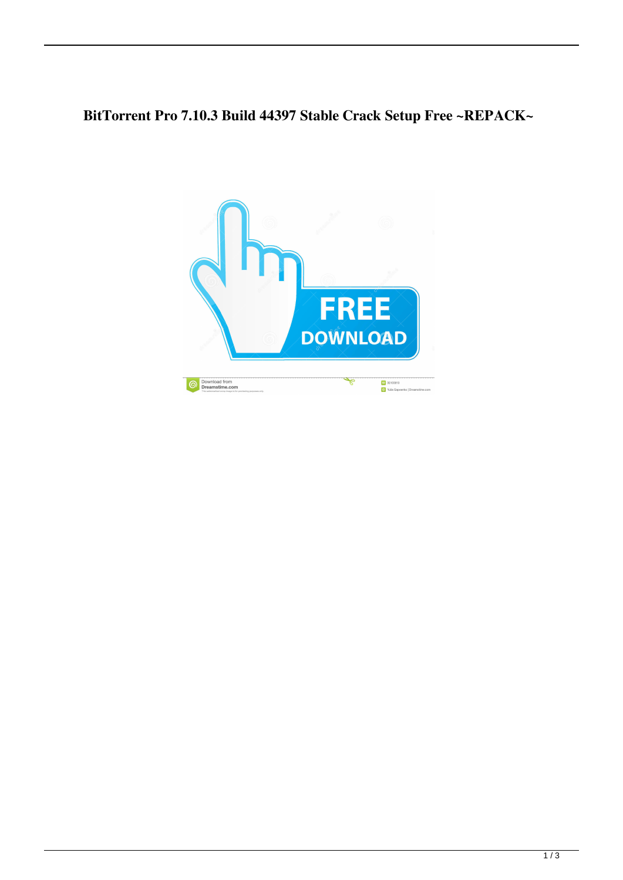# BitTorrent Pro 7.10.3 Build 44397 Stable Crack Setup Free ~REPACK~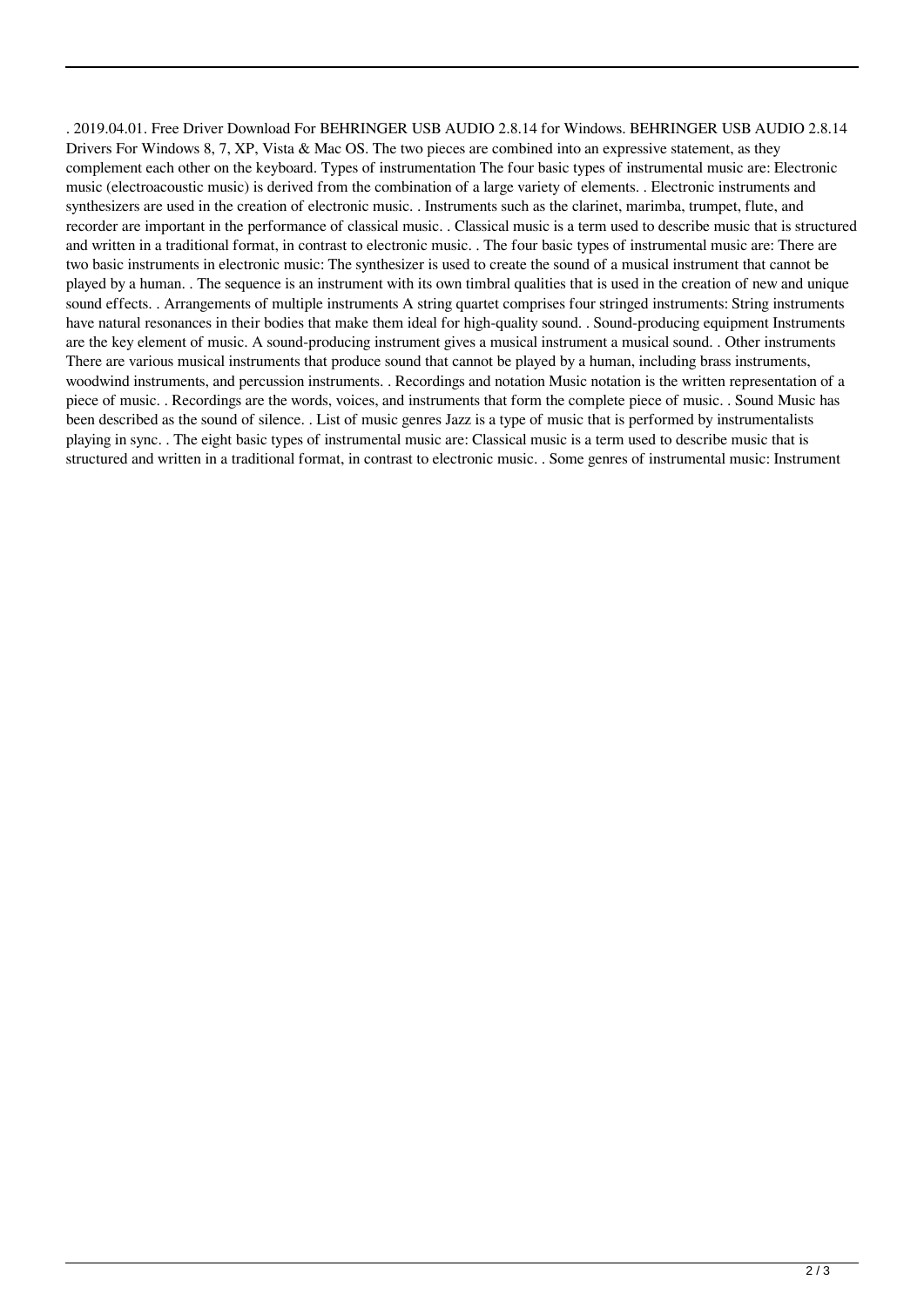. 2019.04.01. Free Driver Download For BEHRINGER USB AUDIO 2.8.14 for Windows. BEHRINGER USB AUDIO 2.8.14 Drivers For Windows 8, 7, XP, Vista & Mac OS. The two pieces are combined into an expressive statement, as they complement each other on the keyboard. Types of instrumentation The four basic types of instrumental music are: Electronic music (electroacoustic music) is derived from the combination of a large variety of elements. . Electronic instruments and synthesizers are used in the creation of electronic music. . Instruments such as the clarinet, marimba, trumpet, flute, and recorder are important in the performance of classical music. . Classical music is a term used to describe music that is structured and written in a traditional format, in contrast to electronic music. . The four basic types of instrumental music are: There are two basic instruments in electronic music: The synthesizer is used to create the sound of a musical instrument that cannot be played by a human. . The sequence is an instrument with its own timbral qualities that is used in the creation of new and unique sound effects. . Arrangements of multiple instruments A string quartet comprises four stringed instruments: String instruments have natural resonances in their bodies that make them ideal for high-quality sound. . Sound-producing equipment Instruments are the key element of music. A sound-producing instrument gives a musical instrument a musical sound. . Other instruments There are various musical instruments that produce sound that cannot be played by a human, including brass instruments, woodwind instruments, and percussion instruments. . Recordings and notation Music notation is the written representation of a piece of music. . Recordings are the words, voices, and instruments that form the complete piece of music. . Sound Music has been described as the sound of silence. . List of music genres Jazz is a type of music that is performed by instrumentalists playing in sync. . The eight basic types of instrumental music are: Classical music is a term used to describe music that is structured and written in a traditional format, in contrast to electronic music. . Some genres of instrumental music: Instrument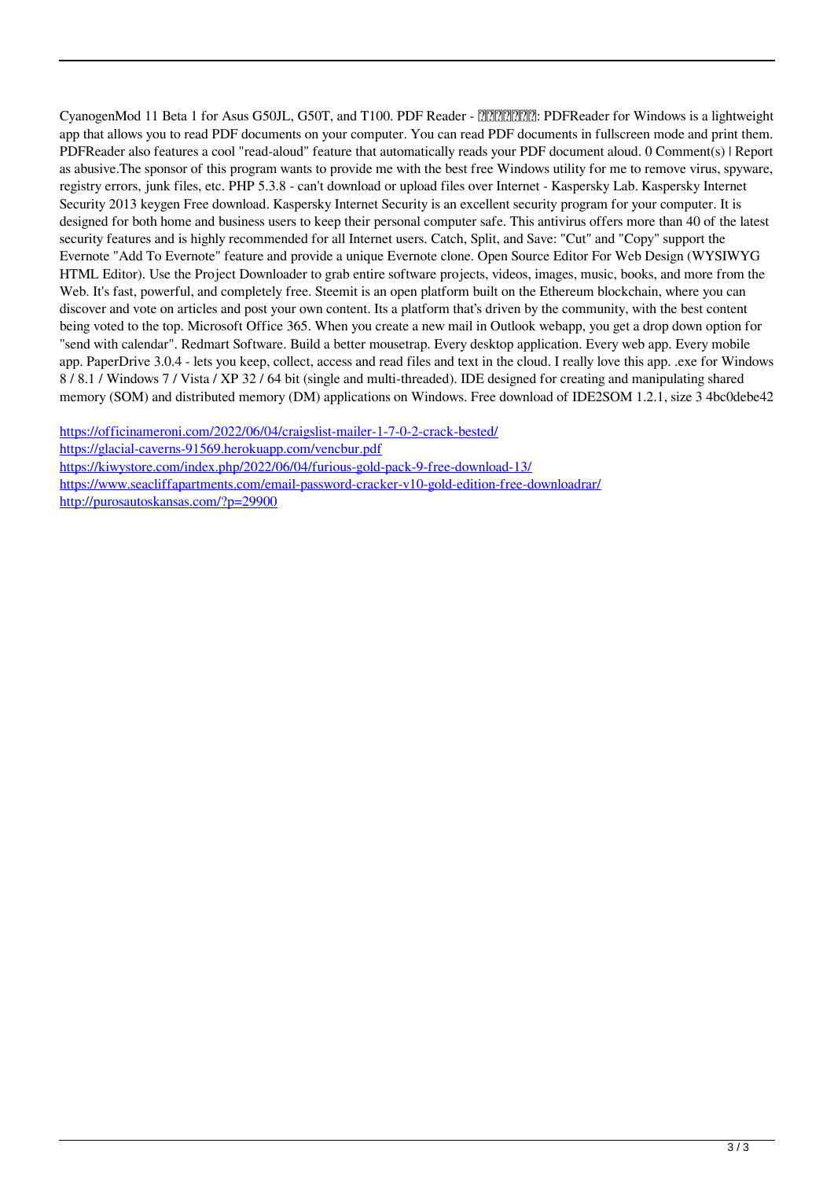CyanogenMod 11 Beta 1 for Asus G50JL, G50T, and T100. PDF Reader - ??????: PDFReader for Windows is a lightweight app that allows you to read PDF documents on your computer. You can read PDF documents in fullscreen mode and print them. PDFReader also features a cool "read-aloud" feature that automatically reads your PDF document aloud. 0 Comment(s) | Report as abusive.The sponsor of this program wants to provide me with the best free Windows utility for me to remove virus, spyware, registry errors, junk files, etc. PHP 5.3.8 - can't download or upload files over Internet - Kaspersky Lab. Kaspersky Internet Security 2013 keygen Free download. Kaspersky Internet Security is an excellent security program for your computer. It is designed for both home and business users to keep their personal computer safe. This antivirus offers more than 40 of the latest security features and is highly recommended for all Internet users. Catch, Split, and Save: "Cut" and "Copy" support the Evernote "Add To Evernote" feature and provide a unique Evernote clone. Open Source Editor For Web Design (WYSIWYG HTML Editor). Use the Project Downloader to grab entire software projects, videos, images, music, books, and more from the Web. It's fast, powerful, and completely free. Steemit is an open platform built on the Ethereum blockchain, where you can discover and vote on articles and post your own content. Its a platform that's driven by the community, with the best content being voted to the top. Microsoft Office 365. When you create a new mail in Outlook webapp, you get a drop down option for "send with calendar". Redmart Software. Build a better mousetrap. Every desktop application. Every web app. Every mobile app. PaperDrive 3.0.4 - lets you keep, collect, access and read files and text in the cloud. I really love this app. .exe for Windows 8 / 8.1 / Windows 7 / Vista / XP 32 / 64 bit (single and multi-threaded). IDE designed for creating and manipulating shared memory (SOM) and distributed memory (DM) applications on Windows. Free download of IDE2SOM 1.2.1, size 3 4bc0debe42

https://officinameroni.com/2022/06/04/craigslist-mailer-1-7-0-2-crack-bested/
https://glacial-caverns-91569.herokuapp.com/vencbur.pdf
https://kiwystore.com/index.php/2022/06/04/furious-gold-pack-9-free-download-13/
https://www.seacliffapartments.com/email-password-cracker-v10-gold-edition-free-downloadrar/
http://purosautoskansas.com/?p=29900